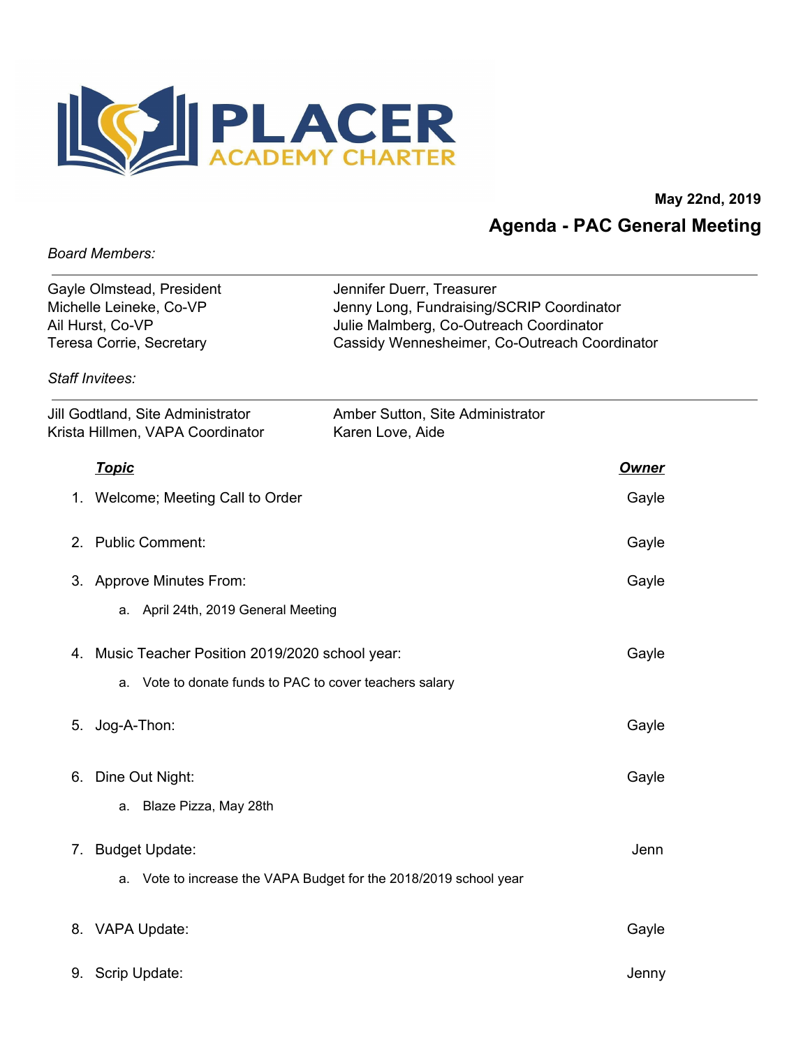# PLACER ACADEMY CHARTER

**May 22nd, 2019**

## Agenda - PAC General Meeting

*Board Members:*

---

Gayle Olmstead, President
Michelle Leineke, Co-VP
Ail Hurst, Co-VP
Teresa Corrie, Secretary
Jennifer Duerr, Treasurer
Jenny Long, Fundraising/SCRIP Coordinator
Julie Malmberg, Co-Outreach Coordinator
Cassidy Wennesheimer, Co-Outreach Coordinator

*Staff Invitees:*

---

Jill Godtland, Site Administrator
Krista Hillmen, VAPA Coordinator
Amber Sutton, Site Administrator
Karen Love, Aide

| ***Topic*** | ***Owner*** |
|---|---|
| 1. Welcome; Meeting Call to Order | Gayle |
| 2. Public Comment: | Gayle |
| 3. Approve Minutes From: | Gayle |
| &nbsp;&nbsp;&nbsp;&nbsp;a. April 24th, 2019 General Meeting | |
| 4. Music Teacher Position 2019/2020 school year: | Gayle |
| &nbsp;&nbsp;&nbsp;&nbsp;a. Vote to donate funds to PAC to cover teachers salary | |
| 5. Jog-A-Thon: | Gayle |
| 6. Dine Out Night: | Gayle |
| &nbsp;&nbsp;&nbsp;&nbsp;a. Blaze Pizza, May 28th | |
| 7. Budget Update: | Jenn |
| &nbsp;&nbsp;&nbsp;&nbsp;a. Vote to increase the VAPA Budget for the 2018/2019 school year | |
| 8. VAPA Update: | Gayle |
| 9. Scrip Update: | Jenny |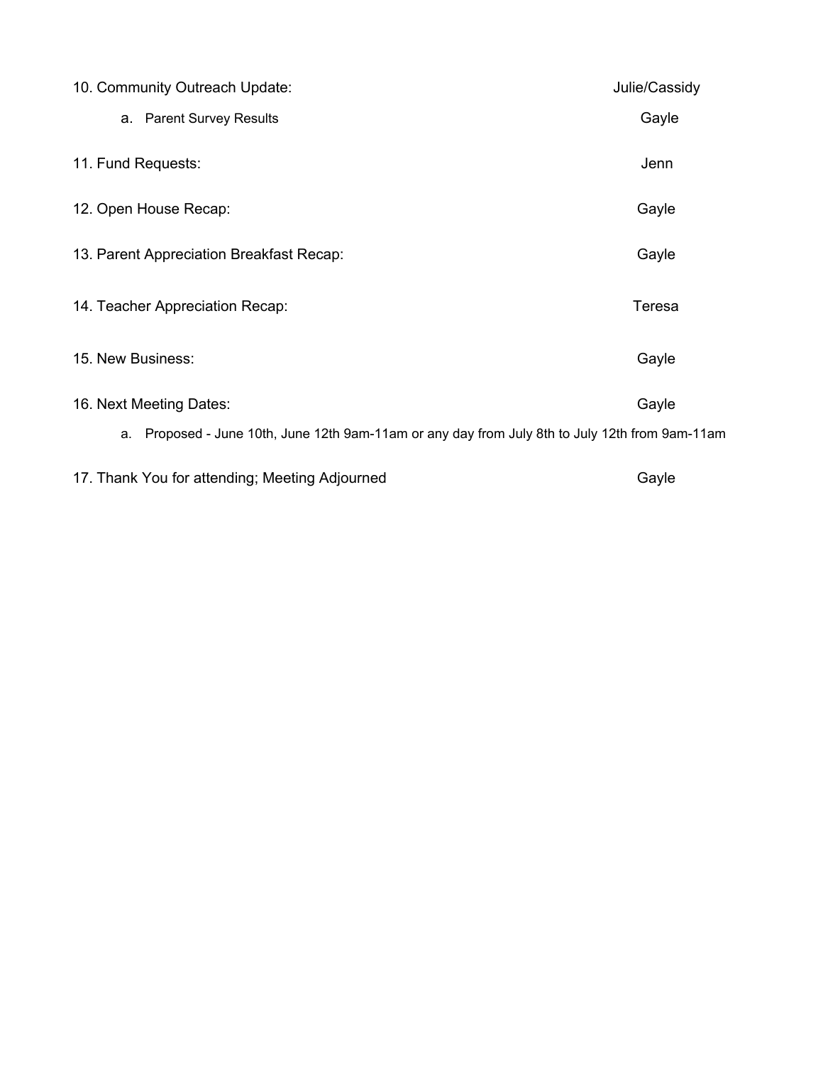| | |
|---|---|
| 10. Community Outreach Update: | Julie/Cassidy |
| a. Parent Survey Results | Gayle |
| 11. Fund Requests: | Jenn |
| 12. Open House Recap: | Gayle |
| 13. Parent Appreciation Breakfast Recap: | Gayle |
| 14. Teacher Appreciation Recap: | Teresa |
| 15. New Business: | Gayle |
| 16. Next Meeting Dates: | Gayle |
| a. Proposed - June 10th, June 12th 9am-11am or any day from July 8th to July 12th from 9am-11am | |
| 17. Thank You for attending; Meeting Adjourned | Gayle |